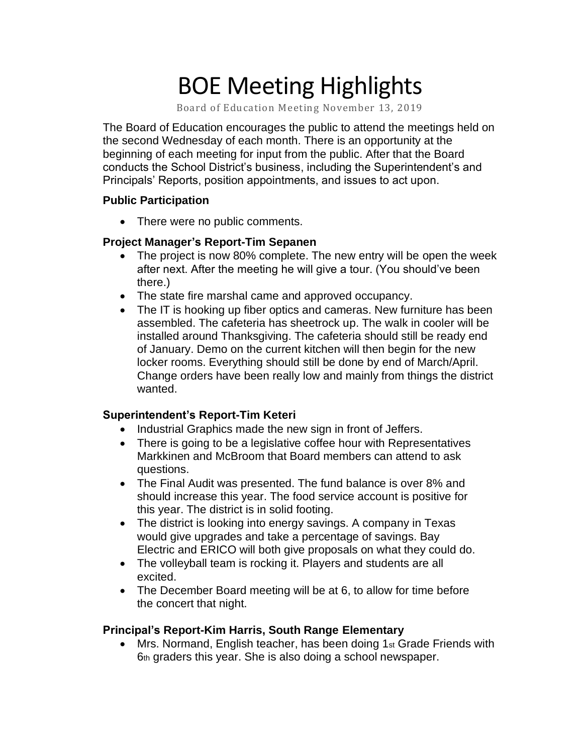# BOE Meeting Highlights

Board of Education Meeting November 13, 2019

The Board of Education encourages the public to attend the meetings held on the second Wednesday of each month. There is an opportunity at the beginning of each meeting for input from the public. After that the Board conducts the School District's business, including the Superintendent's and Principals' Reports, position appointments, and issues to act upon.

**Public Participation**

- There were no public comments.

**Project Manager's Report-Tim Sepanen**

- The project is now 80% complete. The new entry will be open the week after next. After the meeting he will give a tour. (You should've been there.)
- The state fire marshal came and approved occupancy.
- The IT is hooking up fiber optics and cameras. New furniture has been assembled. The cafeteria has sheetrock up. The walk in cooler will be installed around Thanksgiving. The cafeteria should still be ready end of January. Demo on the current kitchen will then begin for the new locker rooms. Everything should still be done by end of March/April. Change orders have been really low and mainly from things the district wanted.

**Superintendent's Report-Tim Keteri**

- Industrial Graphics made the new sign in front of Jeffers.
- There is going to be a legislative coffee hour with Representatives Markkinen and McBroom that Board members can attend to ask questions.
- The Final Audit was presented. The fund balance is over 8% and should increase this year. The food service account is positive for this year. The district is in solid footing.
- The district is looking into energy savings. A company in Texas would give upgrades and take a percentage of savings. Bay Electric and ERICO will both give proposals on what they could do.
- The volleyball team is rocking it. Players and students are all excited.
- The December Board meeting will be at 6, to allow for time before the concert that night.

**Principal's Report-Kim Harris, South Range Elementary**

- Mrs. Normand, English teacher, has been doing 1st Grade Friends with 6th graders this year. She is also doing a school newspaper.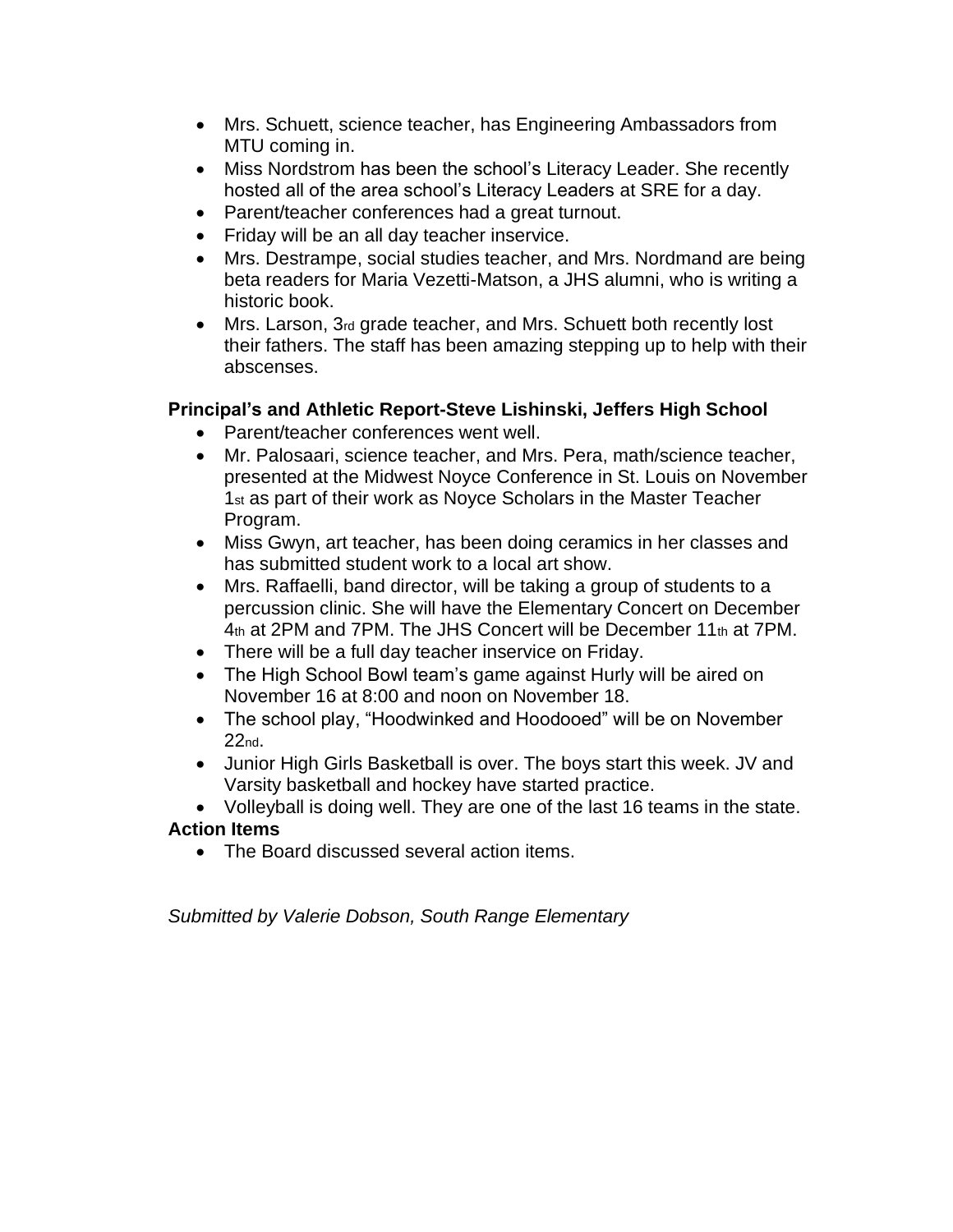- Mrs. Schuett, science teacher, has Engineering Ambassadors from MTU coming in.
- Miss Nordstrom has been the school's Literacy Leader. She recently hosted all of the area school's Literacy Leaders at SRE for a day.
- Parent/teacher conferences had a great turnout.
- Friday will be an all day teacher inservice.
- Mrs. Destrampe, social studies teacher, and Mrs. Nordmand are being beta readers for Maria Vezetti-Matson, a JHS alumni, who is writing a historic book.
- Mrs. Larson, 3rd grade teacher, and Mrs. Schuett both recently lost their fathers. The staff has been amazing stepping up to help with their abscenses.

**Principal's and Athletic Report-Steve Lishinski, Jeffers High School**

- Parent/teacher conferences went well.
- Mr. Palosaari, science teacher, and Mrs. Pera, math/science teacher, presented at the Midwest Noyce Conference in St. Louis on November 1st as part of their work as Noyce Scholars in the Master Teacher Program.
- Miss Gwyn, art teacher, has been doing ceramics in her classes and has submitted student work to a local art show.
- Mrs. Raffaelli, band director, will be taking a group of students to a percussion clinic. She will have the Elementary Concert on December 4th at 2PM and 7PM. The JHS Concert will be December 11th at 7PM.
- There will be a full day teacher inservice on Friday.
- The High School Bowl team's game against Hurly will be aired on November 16 at 8:00 and noon on November 18.
- The school play, "Hoodwinked and Hoodooed" will be on November 22nd.
- Junior High Girls Basketball is over. The boys start this week. JV and Varsity basketball and hockey have started practice.
- Volleyball is doing well. They are one of the last 16 teams in the state.

**Action Items**

- The Board discussed several action items.

*Submitted by Valerie Dobson, South Range Elementary*